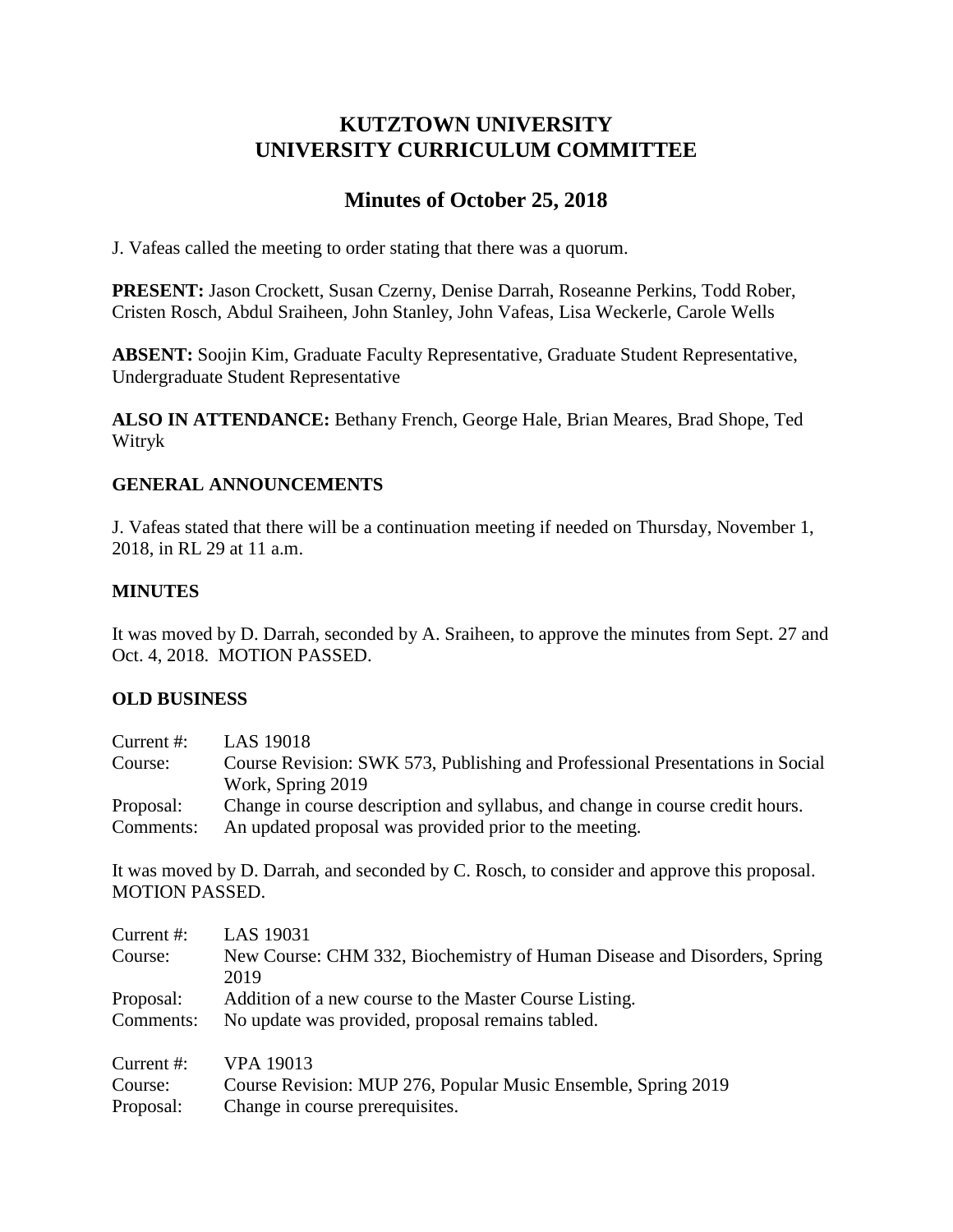# KUTZTOWN UNIVERSITY
# UNIVERSITY CURRICULUM COMMITTEE

## Minutes of October 25, 2018

J. Vafeas called the meeting to order stating that there was a quorum.

**PRESENT:** Jason Crockett, Susan Czerny, Denise Darrah, Roseanne Perkins, Todd Rober, Cristen Rosch, Abdul Sraiheen, John Stanley, John Vafeas, Lisa Weckerle, Carole Wells

**ABSENT:** Soojin Kim, Graduate Faculty Representative, Graduate Student Representative, Undergraduate Student Representative

**ALSO IN ATTENDANCE:** Bethany French, George Hale, Brian Meares, Brad Shope, Ted Witryk

### GENERAL ANNOUNCEMENTS

J. Vafeas stated that there will be a continuation meeting if needed on Thursday, November 1, 2018, in RL 29 at 11 a.m.

### MINUTES

It was moved by D. Darrah, seconded by A. Sraiheen, to approve the minutes from Sept. 27 and Oct. 4, 2018. MOTION PASSED.

### OLD BUSINESS

Current #: LAS 19018
Course: Course Revision: SWK 573, Publishing and Professional Presentations in Social Work, Spring 2019
Proposal: Change in course description and syllabus, and change in course credit hours.
Comments: An updated proposal was provided prior to the meeting.

It was moved by D. Darrah, and seconded by C. Rosch, to consider and approve this proposal. MOTION PASSED.

Current #: LAS 19031
Course: New Course: CHM 332, Biochemistry of Human Disease and Disorders, Spring 2019
Proposal: Addition of a new course to the Master Course Listing.
Comments: No update was provided, proposal remains tabled.

Current #: VPA 19013
Course: Course Revision: MUP 276, Popular Music Ensemble, Spring 2019
Proposal: Change in course prerequisites.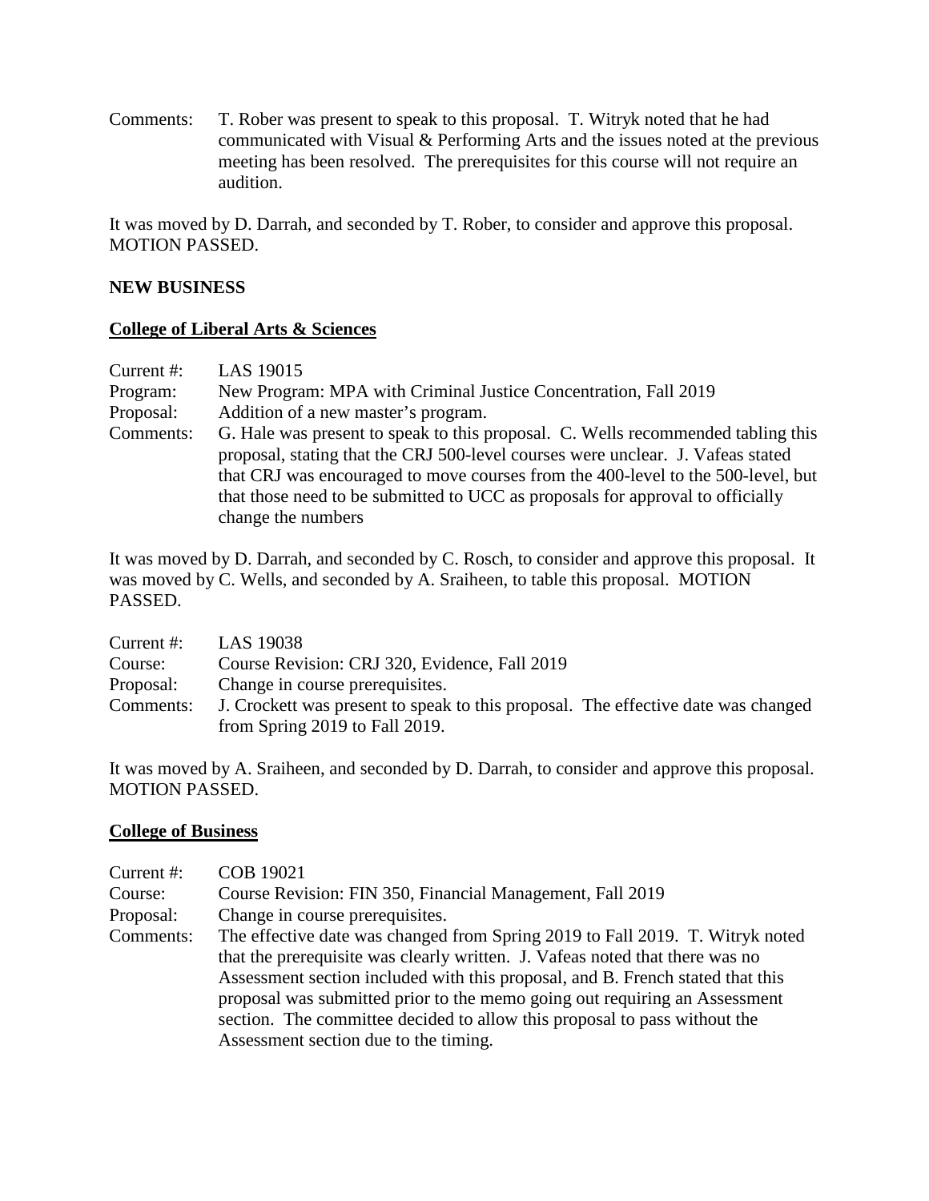Comments: T. Rober was present to speak to this proposal. T. Witryk noted that he had communicated with Visual & Performing Arts and the issues noted at the previous meeting has been resolved. The prerequisites for this course will not require an audition.

It was moved by D. Darrah, and seconded by T. Rober, to consider and approve this proposal. MOTION PASSED.

**NEW BUSINESS**

**College of Liberal Arts & Sciences**

Current #: LAS 19015
Program: New Program: MPA with Criminal Justice Concentration, Fall 2019
Proposal: Addition of a new master's program.
Comments: G. Hale was present to speak to this proposal. C. Wells recommended tabling this proposal, stating that the CRJ 500-level courses were unclear. J. Vafeas stated that CRJ was encouraged to move courses from the 400-level to the 500-level, but that those need to be submitted to UCC as proposals for approval to officially change the numbers

It was moved by D. Darrah, and seconded by C. Rosch, to consider and approve this proposal. It was moved by C. Wells, and seconded by A. Sraiheen, to table this proposal. MOTION PASSED.

Current #: LAS 19038
Course: Course Revision: CRJ 320, Evidence, Fall 2019
Proposal: Change in course prerequisites.
Comments: J. Crockett was present to speak to this proposal. The effective date was changed from Spring 2019 to Fall 2019.

It was moved by A. Sraiheen, and seconded by D. Darrah, to consider and approve this proposal. MOTION PASSED.

**College of Business**

Current #: COB 19021
Course: Course Revision: FIN 350, Financial Management, Fall 2019
Proposal: Change in course prerequisites.
Comments: The effective date was changed from Spring 2019 to Fall 2019. T. Witryk noted that the prerequisite was clearly written. J. Vafeas noted that there was no Assessment section included with this proposal, and B. French stated that this proposal was submitted prior to the memo going out requiring an Assessment section. The committee decided to allow this proposal to pass without the Assessment section due to the timing.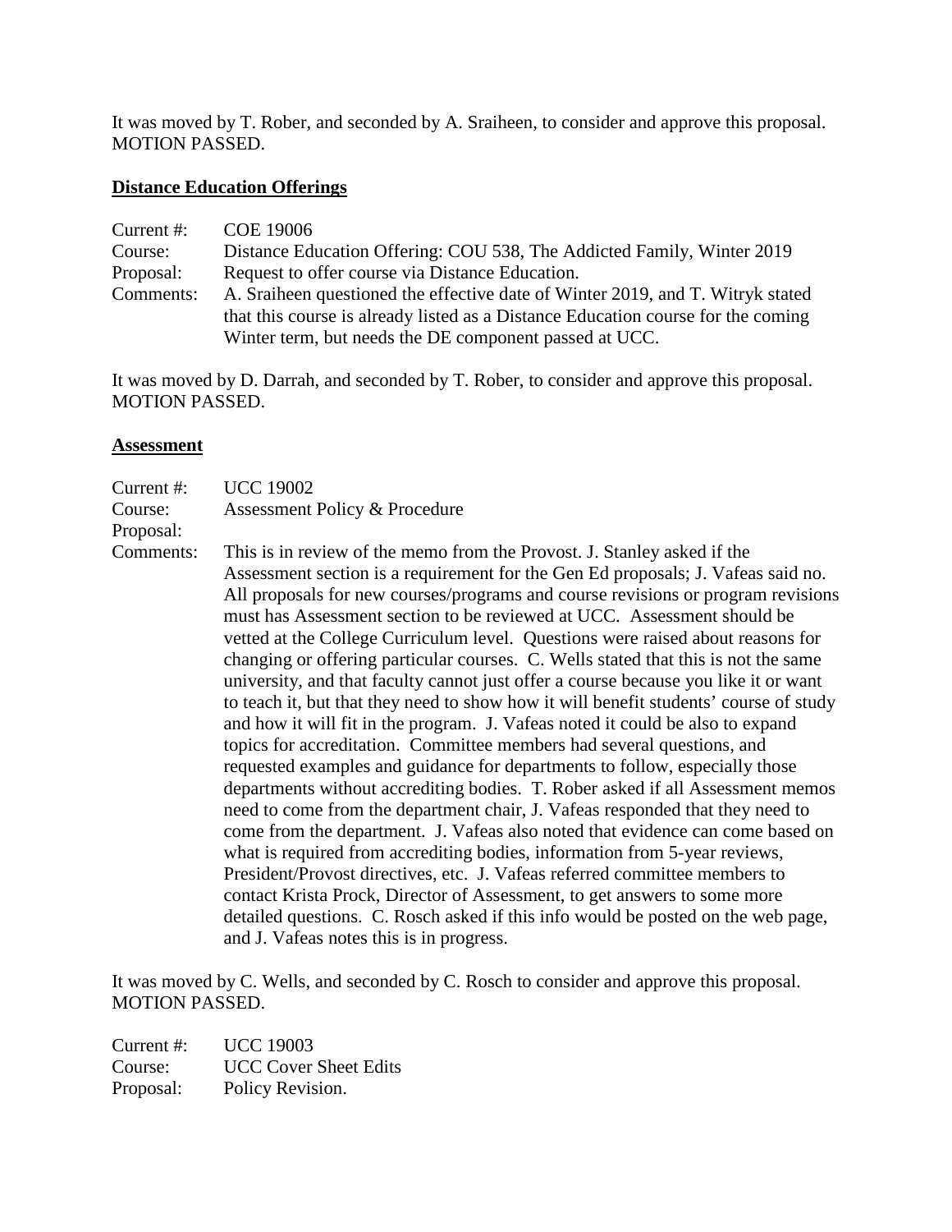It was moved by T. Rober, and seconded by A. Sraiheen, to consider and approve this proposal. MOTION PASSED.

**Distance Education Offerings**

Current #: COE 19006
Course: Distance Education Offering: COU 538, The Addicted Family, Winter 2019
Proposal: Request to offer course via Distance Education.
Comments: A. Sraiheen questioned the effective date of Winter 2019, and T. Witryk stated that this course is already listed as a Distance Education course for the coming Winter term, but needs the DE component passed at UCC.

It was moved by D. Darrah, and seconded by T. Rober, to consider and approve this proposal. MOTION PASSED.

**Assessment**

Current #: UCC 19002
Course: Assessment Policy & Procedure
Proposal:
Comments: This is in review of the memo from the Provost. J. Stanley asked if the Assessment section is a requirement for the Gen Ed proposals; J. Vafeas said no. All proposals for new courses/programs and course revisions or program revisions must has Assessment section to be reviewed at UCC. Assessment should be vetted at the College Curriculum level. Questions were raised about reasons for changing or offering particular courses. C. Wells stated that this is not the same university, and that faculty cannot just offer a course because you like it or want to teach it, but that they need to show how it will benefit students' course of study and how it will fit in the program. J. Vafeas noted it could be also to expand topics for accreditation. Committee members had several questions, and requested examples and guidance for departments to follow, especially those departments without accrediting bodies. T. Rober asked if all Assessment memos need to come from the department chair, J. Vafeas responded that they need to come from the department. J. Vafeas also noted that evidence can come based on what is required from accrediting bodies, information from 5-year reviews, President/Provost directives, etc. J. Vafeas referred committee members to contact Krista Prock, Director of Assessment, to get answers to some more detailed questions. C. Rosch asked if this info would be posted on the web page, and J. Vafeas notes this is in progress.

It was moved by C. Wells, and seconded by C. Rosch to consider and approve this proposal. MOTION PASSED.

Current #: UCC 19003
Course: UCC Cover Sheet Edits
Proposal: Policy Revision.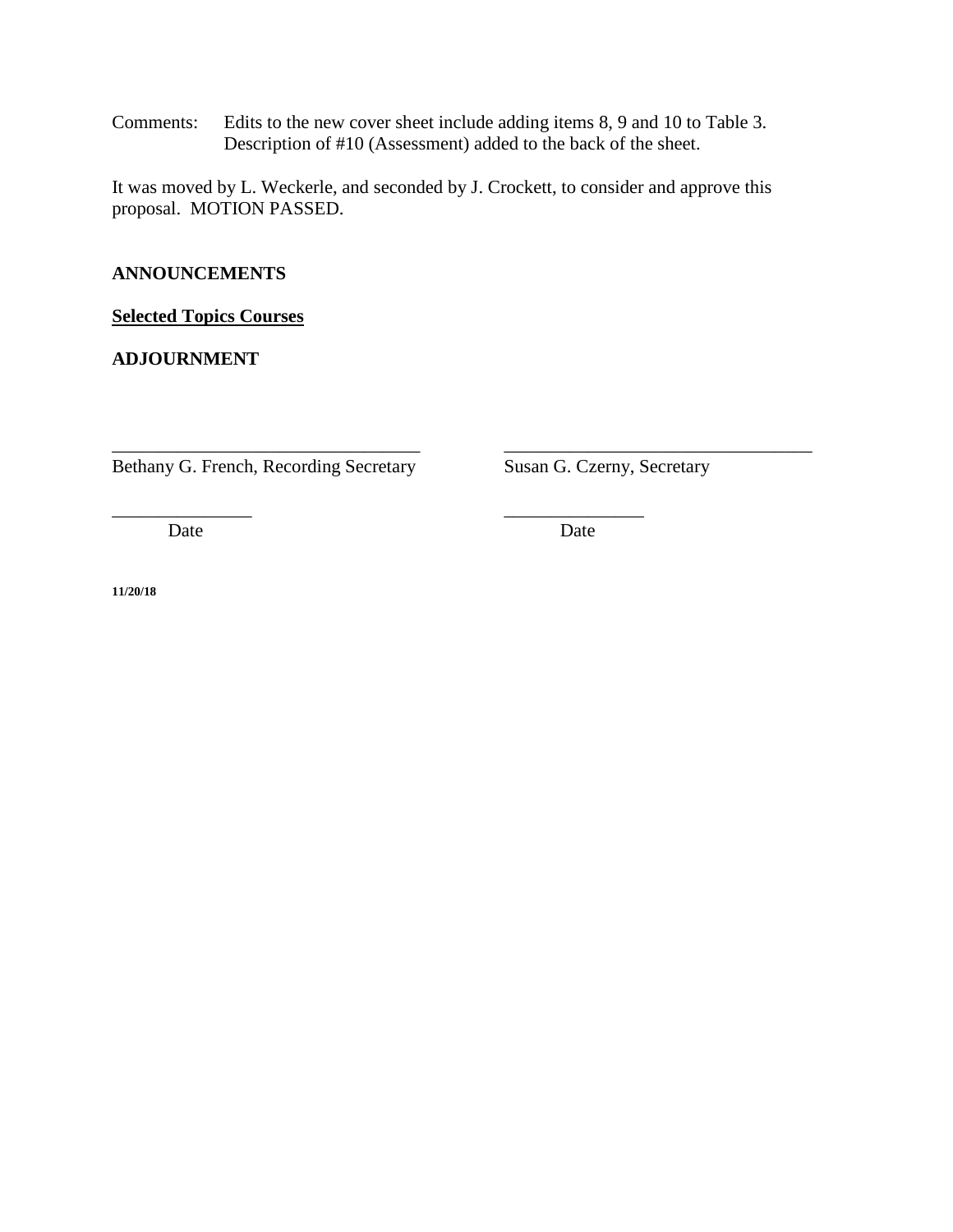Comments: Edits to the new cover sheet include adding items 8, 9 and 10 to Table 3. Description of #10 (Assessment) added to the back of the sheet.

It was moved by L. Weckerle, and seconded by J. Crockett, to consider and approve this proposal. MOTION PASSED.

**ANNOUNCEMENTS**

**<u>Selected Topics Courses</u>**

**ADJOURNMENT**

___________________________________ ___________________________________

Bethany G. French, Recording Secretary Susan G. Czerny, Secretary

_______________ _______________

Date Date

**11/20/18**